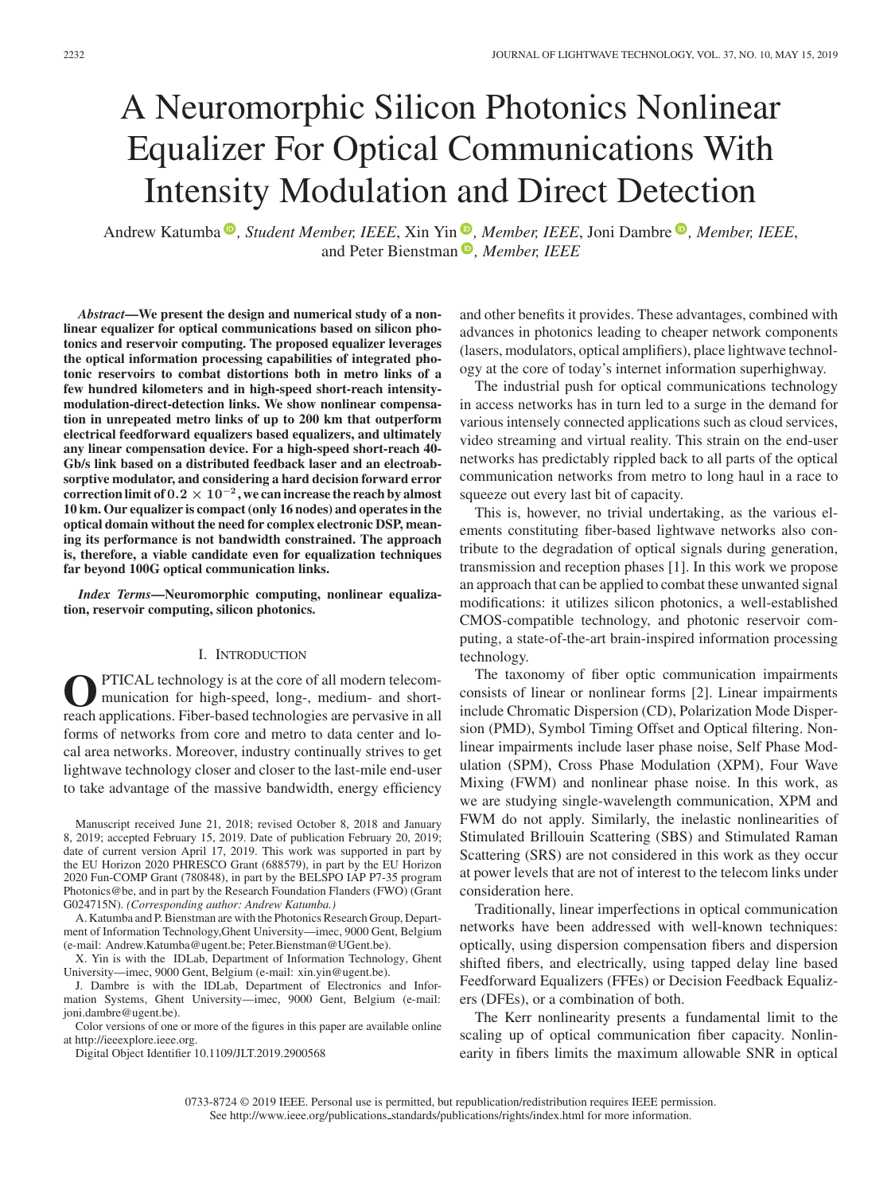# A Neuromorphic Silicon Photonics Nonlinear Equalizer For Optical Communications With Intensity Modulation and Direct Detection

Andrew Katumba, *Student Member, IEEE*, Xin Yin, *Member, IEEE*, Joni Dambre, *Member, IEEE*, and Peter Bienstman, *Member, IEEE*

***Abstract*—We present the design and numerical study of a nonlinear equalizer for optical communications based on silicon photonics and reservoir computing. The proposed equalizer leverages the optical information processing capabilities of integrated photonic reservoirs to combat distortions both in metro links of a few hundred kilometers and in high-speed short-reach intensity-modulation-direct-detection links. We show nonlinear compensation in unrepeated metro links of up to 200 km that outperform electrical feedforward equalizers based equalizers, and ultimately any linear compensation device. For a high-speed short-reach 40-Gb/s link based on a distributed feedback laser and an electroabsorptive modulator, and considering a hard decision forward error correction limit of $0.2 \times 10^{-2}$, we can increase the reach by almost 10 km. Our equalizer is compact (only 16 nodes) and operates in the optical domain without the need for complex electronic DSP, meaning its performance is not bandwidth constrained. The approach is, therefore, a viable candidate even for equalization techniques far beyond 100G optical communication links.**

***Index Terms*—Neuromorphic computing, nonlinear equalization, reservoir computing, silicon photonics.**

## I. Introduction

Optical technology is at the core of all modern telecommunication for high-speed, long-, medium- and short-reach applications. Fiber-based technologies are pervasive in all forms of networks from core and metro to data center and local area networks. Moreover, industry continually strives to get lightwave technology closer and closer to the last-mile end-user to take advantage of the massive bandwidth, energy efficiency and other benefits it provides. These advantages, combined with advances in photonics leading to cheaper network components (lasers, modulators, optical amplifiers), place lightwave technology at the core of today's internet information superhighway.

The industrial push for optical communications technology in access networks has in turn led to a surge in the demand for various intensely connected applications such as cloud services, video streaming and virtual reality. This strain on the end-user networks has predictably rippled back to all parts of the optical communication networks from metro to long haul in a race to squeeze out every last bit of capacity.

This is, however, no trivial undertaking, as the various elements constituting fiber-based lightwave networks also contribute to the degradation of optical signals during generation, transmission and reception phases [1]. In this work we propose an approach that can be applied to combat these unwanted signal modifications: it utilizes silicon photonics, a well-established CMOS-compatible technology, and photonic reservoir computing, a state-of-the-art brain-inspired information processing technology.

The taxonomy of fiber optic communication impairments consists of linear or nonlinear forms [2]. Linear impairments include Chromatic Dispersion (CD), Polarization Mode Dispersion (PMD), Symbol Timing Offset and Optical filtering. Nonlinear impairments include laser phase noise, Self Phase Modulation (SPM), Cross Phase Modulation (XPM), Four Wave Mixing (FWM) and nonlinear phase noise. In this work, as we are studying single-wavelength communication, XPM and FWM do not apply. Similarly, the inelastic nonlinearities of Stimulated Brillouin Scattering (SBS) and Stimulated Raman Scattering (SRS) are not considered in this work as they occur at power levels that are not of interest to the telecom links under consideration here.

Traditionally, linear imperfections in optical communication networks have been addressed with well-known techniques: optically, using dispersion compensation fibers and dispersion shifted fibers, and electrically, using tapped delay line based Feedforward Equalizers (FFEs) or Decision Feedback Equalizers (DFEs), or a combination of both.

The Kerr nonlinearity presents a fundamental limit to the scaling up of optical communication fiber capacity. Nonlinearity in fibers limits the maximum allowable SNR in optical

Manuscript received June 21, 2018; revised October 8, 2018 and January 8, 2019; accepted February 15, 2019. Date of publication February 20, 2019; date of current version April 17, 2019. This work was supported in part by the EU Horizon 2020 PHRESCO Grant (688579), in part by the EU Horizon 2020 Fun-COMP Grant (780848), in part by the BELSPO IAP P7-35 program Photonics@be, and in part by the Research Foundation Flanders (FWO) (Grant G024715N). *(Corresponding author: Andrew Katumba.)*

A. Katumba and P. Bienstman are with the Photonics Research Group, Department of Information Technology, Ghent University—imec, 9000 Gent, Belgium (e-mail: Andrew.Katumba@ugent.be; Peter.Bienstman@UGent.be).

X. Yin is with the IDLab, Department of Information Technology, Ghent University—imec, 9000 Gent, Belgium (e-mail: xin.yin@ugent.be).

J. Dambre is with the IDLab, Department of Electronics and Information Systems, Ghent University—imec, 9000 Gent, Belgium (e-mail: joni.dambre@ugent.be).

Color versions of one or more of the figures in this paper are available online at http://ieeexplore.ieee.org.

Digital Object Identifier 10.1109/JLT.2019.2900568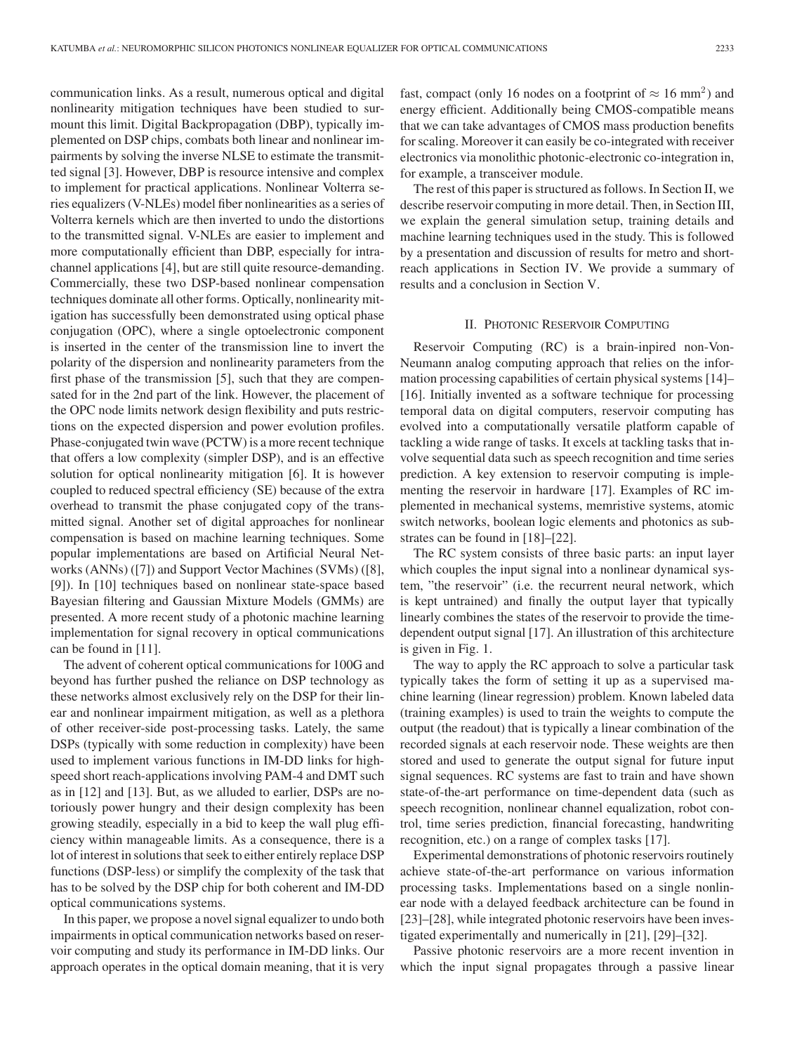communication links. As a result, numerous optical and digital nonlinearity mitigation techniques have been studied to surmount this limit. Digital Backpropagation (DBP), typically implemented on DSP chips, combats both linear and nonlinear impairments by solving the inverse NLSE to estimate the transmitted signal [3]. However, DBP is resource intensive and complex to implement for practical applications. Nonlinear Volterra series equalizers (V-NLEs) model fiber nonlinearities as a series of Volterra kernels which are then inverted to undo the distortions to the transmitted signal. V-NLEs are easier to implement and more computationally efficient than DBP, especially for intra-channel applications [4], but are still quite resource-demanding. Commercially, these two DSP-based nonlinear compensation techniques dominate all other forms. Optically, nonlinearity mitigation has successfully been demonstrated using optical phase conjugation (OPC), where a single optoelectronic component is inserted in the center of the transmission line to invert the polarity of the dispersion and nonlinearity parameters from the first phase of the transmission [5], such that they are compensated for in the 2nd part of the link. However, the placement of the OPC node limits network design flexibility and puts restrictions on the expected dispersion and power evolution profiles. Phase-conjugated twin wave (PCTW) is a more recent technique that offers a low complexity (simpler DSP), and is an effective solution for optical nonlinearity mitigation [6]. It is however coupled to reduced spectral efficiency (SE) because of the extra overhead to transmit the phase conjugated copy of the transmitted signal. Another set of digital approaches for nonlinear compensation is based on machine learning techniques. Some popular implementations are based on Artificial Neural Networks (ANNs) ([7]) and Support Vector Machines (SVMs) ([8], [9]). In [10] techniques based on nonlinear state-space based Bayesian filtering and Gaussian Mixture Models (GMMs) are presented. A more recent study of a photonic machine learning implementation for signal recovery in optical communications can be found in [11].

The advent of coherent optical communications for 100G and beyond has further pushed the reliance on DSP technology as these networks almost exclusively rely on the DSP for their linear and nonlinear impairment mitigation, as well as a plethora of other receiver-side post-processing tasks. Lately, the same DSPs (typically with some reduction in complexity) have been used to implement various functions in IM-DD links for high-speed short reach-applications involving PAM-4 and DMT such as in [12] and [13]. But, as we alluded to earlier, DSPs are notoriously power hungry and their design complexity has been growing steadily, especially in a bid to keep the wall plug efficiency within manageable limits. As a consequence, there is a lot of interest in solutions that seek to either entirely replace DSP functions (DSP-less) or simplify the complexity of the task that has to be solved by the DSP chip for both coherent and IM-DD optical communications systems.

In this paper, we propose a novel signal equalizer to undo both impairments in optical communication networks based on reservoir computing and study its performance in IM-DD links. Our approach operates in the optical domain meaning, that it is very fast, compact (only 16 nodes on a footprint of $\approx 16$ mm$^2$) and energy efficient. Additionally being CMOS-compatible means that we can take advantages of CMOS mass production benefits for scaling. Moreover it can easily be co-integrated with receiver electronics via monolithic photonic-electronic co-integration in, for example, a transceiver module.

The rest of this paper is structured as follows. In Section II, we describe reservoir computing in more detail. Then, in Section III, we explain the general simulation setup, training details and machine learning techniques used in the study. This is followed by a presentation and discussion of results for metro and short-reach applications in Section IV. We provide a summary of results and a conclusion in Section V.

## II. Photonic Reservoir Computing

Reservoir Computing (RC) is a brain-inpired non-Von-Neumann analog computing approach that relies on the information processing capabilities of certain physical systems [14]–[16]. Initially invented as a software technique for processing temporal data on digital computers, reservoir computing has evolved into a computationally versatile platform capable of tackling a wide range of tasks. It excels at tackling tasks that involve sequential data such as speech recognition and time series prediction. A key extension to reservoir computing is implementing the reservoir in hardware [17]. Examples of RC implemented in mechanical systems, memristive systems, atomic switch networks, boolean logic elements and photonics as substrates can be found in [18]–[22].

The RC system consists of three basic parts: an input layer which couples the input signal into a nonlinear dynamical system, "the reservoir" (i.e. the recurrent neural network, which is kept untrained) and finally the output layer that typically linearly combines the states of the reservoir to provide the time-dependent output signal [17]. An illustration of this architecture is given in Fig. 1.

The way to apply the RC approach to solve a particular task typically takes the form of setting it up as a supervised machine learning (linear regression) problem. Known labeled data (training examples) is used to train the weights to compute the output (the readout) that is typically a linear combination of the recorded signals at each reservoir node. These weights are then stored and used to generate the output signal for future input signal sequences. RC systems are fast to train and have shown state-of-the-art performance on time-dependent data (such as speech recognition, nonlinear channel equalization, robot control, time series prediction, financial forecasting, handwriting recognition, etc.) on a range of complex tasks [17].

Experimental demonstrations of photonic reservoirs routinely achieve state-of-the-art performance on various information processing tasks. Implementations based on a single nonlinear node with a delayed feedback architecture can be found in [23]–[28], while integrated photonic reservoirs have been investigated experimentally and numerically in [21], [29]–[32].

Passive photonic reservoirs are a more recent invention in which the input signal propagates through a passive linear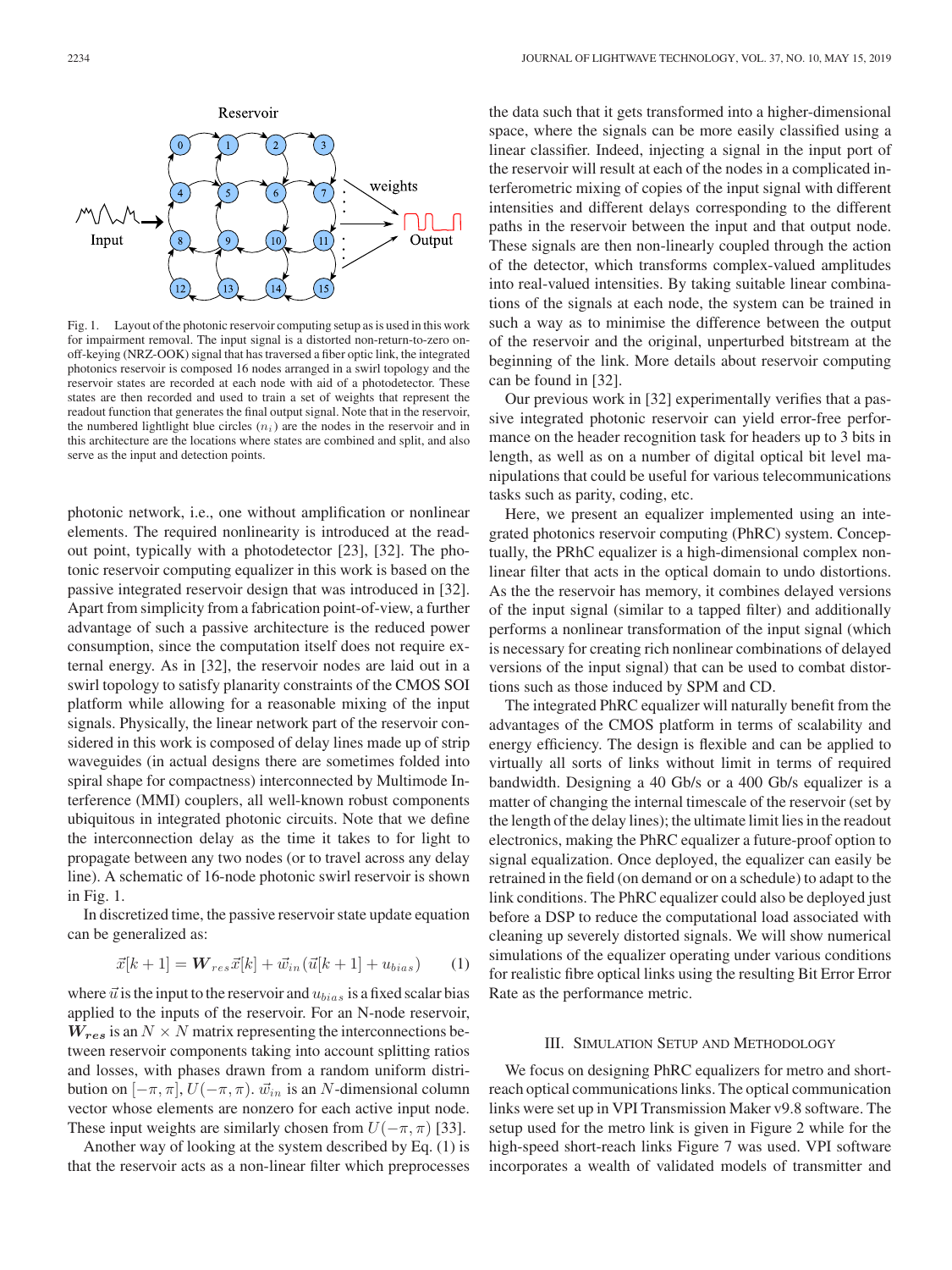Fig. 1. Layout of the photonic reservoir computing setup as is used in this work for impairment removal. The input signal is a distorted non-return-to-zero on-off-keying (NRZ-OOK) signal that has traversed a fiber optic link, the integrated photonics reservoir is composed 16 nodes arranged in a swirl topology and the reservoir states are recorded at each node with aid of a photodetector. These states are then recorded and used to train a set of weights that represent the readout function that generates the final output signal. Note that in the reservoir, the numbered lightlight blue circles ($n_i$) are the nodes in the reservoir and in this architecture are the locations where states are combined and split, and also serve as the input and detection points.

photonic network, i.e., one without amplification or nonlinear elements. The required nonlinearity is introduced at the readout point, typically with a photodetector [23], [32]. The photonic reservoir computing equalizer in this work is based on the passive integrated reservoir design that was introduced in [32]. Apart from simplicity from a fabrication point-of-view, a further advantage of such a passive architecture is the reduced power consumption, since the computation itself does not require external energy. As in [32], the reservoir nodes are laid out in a swirl topology to satisfy planarity constraints of the CMOS SOI platform while allowing for a reasonable mixing of the input signals. Physically, the linear network part of the reservoir considered in this work is composed of delay lines made up of strip waveguides (in actual designs there are sometimes folded into spiral shape for compactness) interconnected by Multimode Interference (MMI) couplers, all well-known robust components ubiquitous in integrated photonic circuits. Note that we define the interconnection delay as the time it takes to for light to propagate between any two nodes (or to travel across any delay line). A schematic of 16-node photonic swirl reservoir is shown in Fig. 1.

In discretized time, the passive reservoir state update equation can be generalized as:

$$\vec{x}[k+1] = \boldsymbol{W}_{res}\vec{x}[k] + \vec{w}_{in}(\vec{u}[k+1] + u_{bias}) \tag{1}$$

where $\vec{u}$ is the input to the reservoir and $u_{bias}$ is a fixed scalar bias applied to the inputs of the reservoir. For an N-node reservoir, $\boldsymbol{W_{res}}$ is an $N \times N$ matrix representing the interconnections between reservoir components taking into account splitting ratios and losses, with phases drawn from a random uniform distribution on $[-\pi, \pi]$, $U(-\pi, \pi)$. $\vec{w}_{in}$ is an $N$-dimensional column vector whose elements are nonzero for each active input node. These input weights are similarly chosen from $U(-\pi, \pi)$ [33].

Another way of looking at the system described by Eq. (1) is that the reservoir acts as a non-linear filter which preprocesses the data such that it gets transformed into a higher-dimensional space, where the signals can be more easily classified using a linear classifier. Indeed, injecting a signal in the input port of the reservoir will result at each of the nodes in a complicated interferometric mixing of copies of the input signal with different intensities and different delays corresponding to the different paths in the reservoir between the input and that output node. These signals are then non-linearly coupled through the action of the detector, which transforms complex-valued amplitudes into real-valued intensities. By taking suitable linear combinations of the signals at each node, the system can be trained in such a way as to minimise the difference between the output of the reservoir and the original, unperturbed bitstream at the beginning of the link. More details about reservoir computing can be found in [32].

Our previous work in [32] experimentally verifies that a passive integrated photonic reservoir can yield error-free performance on the header recognition task for headers up to 3 bits in length, as well as on a number of digital optical bit level manipulations that could be useful for various telecommunications tasks such as parity, coding, etc.

Here, we present an equalizer implemented using an integrated photonics reservoir computing (PhRC) system. Conceptually, the PRhC equalizer is a high-dimensional complex nonlinear filter that acts in the optical domain to undo distortions. As the the reservoir has memory, it combines delayed versions of the input signal (similar to a tapped filter) and additionally performs a nonlinear transformation of the input signal (which is necessary for creating rich nonlinear combinations of delayed versions of the input signal) that can be used to combat distortions such as those induced by SPM and CD.

The integrated PhRC equalizer will naturally benefit from the advantages of the CMOS platform in terms of scalability and energy efficiency. The design is flexible and can be applied to virtually all sorts of links without limit in terms of required bandwidth. Designing a 40 Gb/s or a 400 Gb/s equalizer is a matter of changing the internal timescale of the reservoir (set by the length of the delay lines); the ultimate limit lies in the readout electronics, making the PhRC equalizer a future-proof option to signal equalization. Once deployed, the equalizer can easily be retrained in the field (on demand or on a schedule) to adapt to the link conditions. The PhRC equalizer could also be deployed just before a DSP to reduce the computational load associated with cleaning up severely distorted signals. We will show numerical simulations of the equalizer operating under various conditions for realistic fibre optical links using the resulting Bit Error Error Rate as the performance metric.

## III. Simulation Setup and Methodology

We focus on designing PhRC equalizers for metro and short-reach optical communications links. The optical communication links were set up in VPI Transmission Maker v9.8 software. The setup used for the metro link is given in Figure 2 while for the high-speed short-reach links Figure 7 was used. VPI software incorporates a wealth of validated models of transmitter and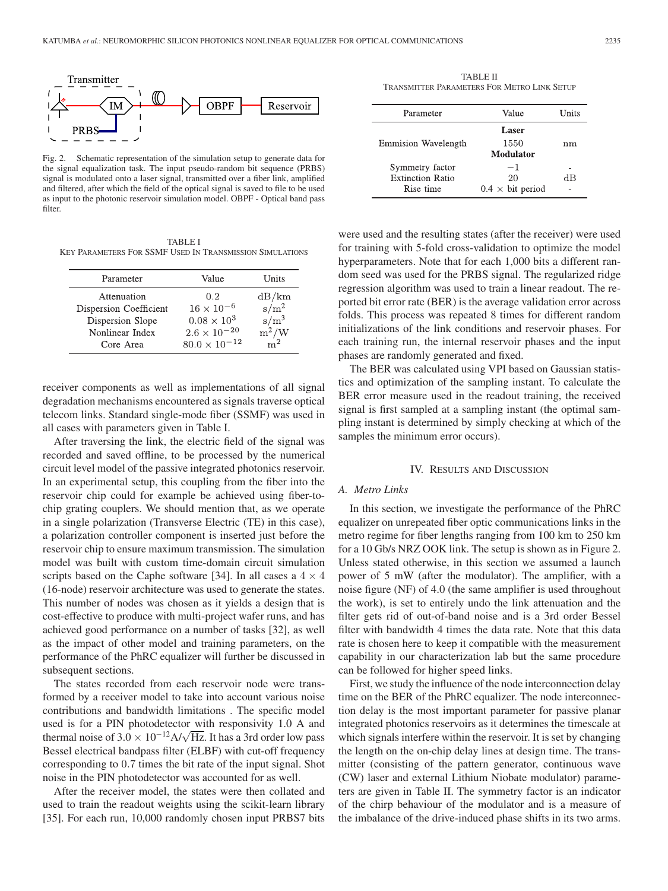Fig. 2. Schematic representation of the simulation setup to generate data for the signal equalization task. The input pseudo-random bit sequence (PRBS) signal is modulated onto a laser signal, transmitted over a fiber link, amplified and filtered, after which the field of the optical signal is saved to file to be used as input to the photonic reservoir simulation model. OBPF - Optical band pass filter.

TABLE I
KEY PARAMETERS FOR SSMF USED IN TRANSMISSION SIMULATIONS

| Parameter | Value | Units |
|---|---|---|
| Attenuation | 0.2 | dB/km |
| Dispersion Coefficient | $16 \times 10^{-6}$ | $\mathrm{s/m^2}$ |
| Dispersion Slope | $0.08 \times 10^{3}$ | $\mathrm{s/m^3}$ |
| Nonlinear Index | $2.6 \times 10^{-20}$ | $\mathrm{m^2/W}$ |
| Core Area | $80.0 \times 10^{-12}$ | $\mathrm{m^2}$ |

receiver components as well as implementations of all signal degradation mechanisms encountered as signals traverse optical telecom links. Standard single-mode fiber (SSMF) was used in all cases with parameters given in Table I.

After traversing the link, the electric field of the signal was recorded and saved offline, to be processed by the numerical circuit level model of the passive integrated photonics reservoir. In an experimental setup, this coupling from the fiber into the reservoir chip could for example be achieved using fiber-to-chip grating couplers. We should mention that, as we operate in a single polarization (Transverse Electric (TE) in this case), a polarization controller component is inserted just before the reservoir chip to ensure maximum transmission. The simulation model was built with custom time-domain circuit simulation scripts based on the Caphe software [34]. In all cases a $4 \times 4$ (16-node) reservoir architecture was used to generate the states. This number of nodes was chosen as it yields a design that is cost-effective to produce with multi-project wafer runs, and has achieved good performance on a number of tasks [32], as well as the impact of other model and training parameters, on the performance of the PhRC equalizer will further be discussed in subsequent sections.

The states recorded from each reservoir node were transformed by a receiver model to take into account various noise contributions and bandwidth limitations . The specific model used is for a PIN photodetector with responsivity 1.0 A and thermal noise of $3.0 \times 10^{-12}\mathrm{A}/\sqrt{\mathrm{Hz}}$. It has a 3rd order low pass Bessel electrical bandpass filter (ELBF) with cut-off frequency corresponding to 0.7 times the bit rate of the input signal. Shot noise in the PIN photodetector was accounted for as well.

After the receiver model, the states were then collated and used to train the readout weights using the scikit-learn library [35]. For each run, 10,000 randomly chosen input PRBS7 bits were used and the resulting states (after the receiver) were used for training with 5-fold cross-validation to optimize the model hyperparameters. Note that for each 1,000 bits a different random seed was used for the PRBS signal. The regularized ridge regression algorithm was used to train a linear readout. The reported bit error rate (BER) is the average validation error across folds. This process was repeated 8 times for different random initializations of the link conditions and reservoir phases. For each training run, the internal reservoir phases and the input phases are randomly generated and fixed.

TABLE II
TRANSMITTER PARAMETERS FOR METRO LINK SETUP

| Parameter | Value | Units |
|---|---|---|
| | **Laser** | |
| Emmision Wavelength | 1550 | nm |
| | **Modulator** | |
| Symmetry factor | $-1$ | - |
| Extinction Ratio | 20 | dB |
| Rise time | $0.4 \times$ bit period | - |

The BER was calculated using VPI based on Gaussian statistics and optimization of the sampling instant. To calculate the BER error measure used in the readout training, the received signal is first sampled at a sampling instant (the optimal sampling instant is determined by simply checking at which of the samples the minimum error occurs).

# IV. Results and Discussion

## A. Metro Links

In this section, we investigate the performance of the PhRC equalizer on unrepeated fiber optic communications links in the metro regime for fiber lengths ranging from 100 km to 250 km for a 10 Gb/s NRZ OOK link. The setup is shown as in Figure 2. Unless stated otherwise, in this section we assumed a launch power of 5 mW (after the modulator). The amplifier, with a noise figure (NF) of 4.0 (the same amplifier is used throughout the work), is set to entirely undo the link attenuation and the filter gets rid of out-of-band noise and is a 3rd order Bessel filter with bandwidth 4 times the data rate. Note that this data rate is chosen here to keep it compatible with the measurement capability in our characterization lab but the same procedure can be followed for higher speed links.

First, we study the influence of the node interconnection delay time on the BER of the PhRC equalizer. The node interconnection delay is the most important parameter for passive planar integrated photonics reservoirs as it determines the timescale at which signals interfere within the reservoir. It is set by changing the length on the on-chip delay lines at design time. The transmitter (consisting of the pattern generator, continuous wave (CW) laser and external Lithium Niobate modulator) parameters are given in Table II. The symmetry factor is an indicator of the chirp behaviour of the modulator and is a measure of the imbalance of the drive-induced phase shifts in its two arms.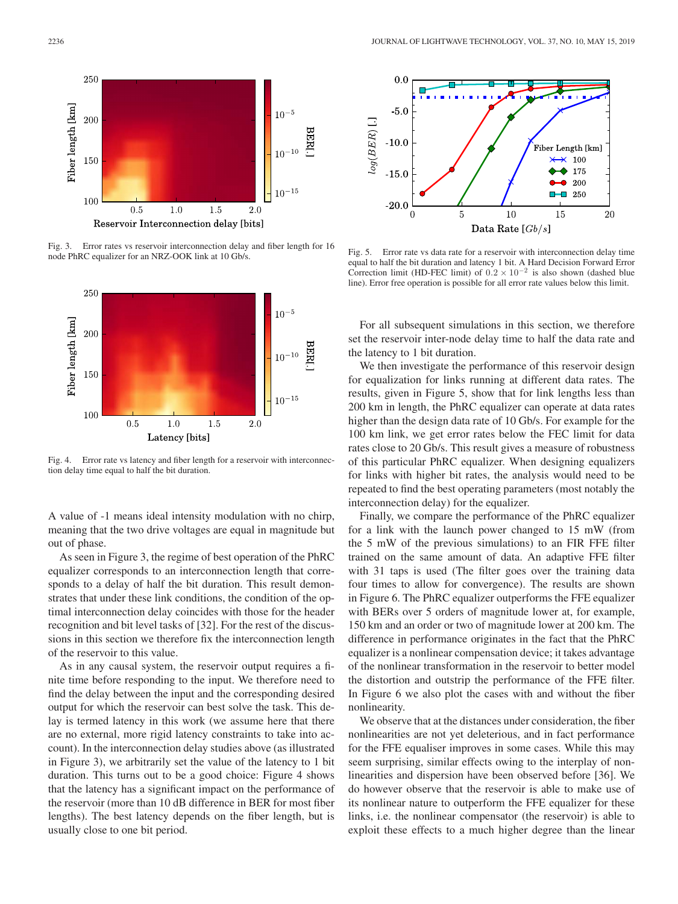Fig. 3. Error rates vs reservoir interconnection delay and fiber length for 16 node PhRC equalizer for an NRZ-OOK link at 10 Gb/s.

Fig. 4. Error rate vs latency and fiber length for a reservoir with interconnection delay time equal to half the bit duration.

A value of -1 means ideal intensity modulation with no chirp, meaning that the two drive voltages are equal in magnitude but out of phase.

As seen in Figure 3, the regime of best operation of the PhRC equalizer corresponds to an interconnection length that corresponds to a delay of half the bit duration. This result demonstrates that under these link conditions, the condition of the optimal interconnection delay coincides with those for the header recognition and bit level tasks of [32]. For the rest of the discussions in this section we therefore fix the interconnection length of the reservoir to this value.

As in any causal system, the reservoir output requires a finite time before responding to the input. We therefore need to find the delay between the input and the corresponding desired output for which the reservoir can best solve the task. This delay is termed latency in this work (we assume here that there are no external, more rigid latency constraints to take into account). In the interconnection delay studies above (as illustrated in Figure 3), we arbitrarily set the value of the latency to 1 bit duration. This turns out to be a good choice: Figure 4 shows that the latency has a significant impact on the performance of the reservoir (more than 10 dB difference in BER for most fiber lengths). The best latency depends on the fiber length, but is usually close to one bit period.

Fig. 5. Error rate vs data rate for a reservoir with interconnection delay time equal to half the bit duration and latency 1 bit. A Hard Decision Forward Error Correction limit (HD-FEC limit) of $0.2 \times 10^{-2}$ is also shown (dashed blue line). Error free operation is possible for all error rate values below this limit.

For all subsequent simulations in this section, we therefore set the reservoir inter-node delay time to half the data rate and the latency to 1 bit duration.

We then investigate the performance of this reservoir design for equalization for links running at different data rates. The results, given in Figure 5, show that for link lengths less than 200 km in length, the PhRC equalizer can operate at data rates higher than the design data rate of 10 Gb/s. For example for the 100 km link, we get error rates below the FEC limit for data rates close to 20 Gb/s. This result gives a measure of robustness of this particular PhRC equalizer. When designing equalizers for links with higher bit rates, the analysis would need to be repeated to find the best operating parameters (most notably the interconnection delay) for the equalizer.

Finally, we compare the performance of the PhRC equalizer for a link with the launch power changed to 15 mW (from the 5 mW of the previous simulations) to an FIR FFE filter trained on the same amount of data. An adaptive FFE filter with 31 taps is used (The filter goes over the training data four times to allow for convergence). The results are shown in Figure 6. The PhRC equalizer outperforms the FFE equalizer with BERs over 5 orders of magnitude lower at, for example, 150 km and an order or two of magnitude lower at 200 km. The difference in performance originates in the fact that the PhRC equalizer is a nonlinear compensation device; it takes advantage of the nonlinear transformation in the reservoir to better model the distortion and outstrip the performance of the FFE filter. In Figure 6 we also plot the cases with and without the fiber nonlinearity.

We observe that at the distances under consideration, the fiber nonlinearities are not yet deleterious, and in fact performance for the FFE equaliser improves in some cases. While this may seem surprising, similar effects owing to the interplay of nonlinearities and dispersion have been observed before [36]. We do however observe that the reservoir is able to make use of its nonlinear nature to outperform the FFE equalizer for these links, i.e. the nonlinear compensator (the reservoir) is able to exploit these effects to a much higher degree than the linear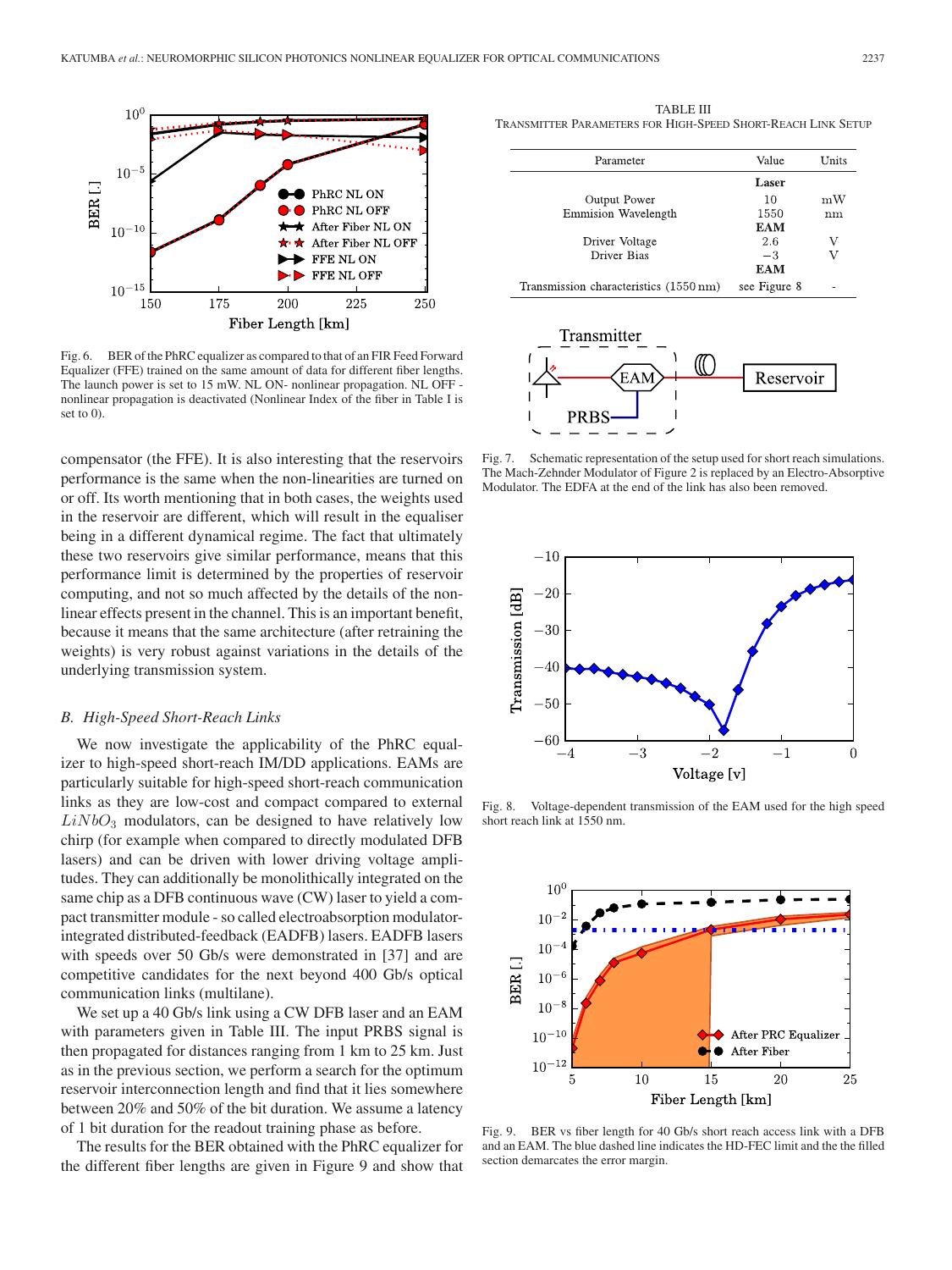Fig. 6. BER of the PhRC equalizer as compared to that of an FIR Feed Forward Equalizer (FFE) trained on the same amount of data for different fiber lengths. The launch power is set to 15 mW. NL ON- nonlinear propagation. NL OFF - nonlinear propagation is deactivated (Nonlinear Index of the fiber in Table I is set to 0).

compensator (the FFE). It is also interesting that the reservoirs performance is the same when the non-linearities are turned on or off. Its worth mentioning that in both cases, the weights used in the reservoir are different, which will result in the equaliser being in a different dynamical regime. The fact that ultimately these two reservoirs give similar performance, means that this performance limit is determined by the properties of reservoir computing, and not so much affected by the details of the non-linear effects present in the channel. This is an important benefit, because it means that the same architecture (after retraining the weights) is very robust against variations in the details of the underlying transmission system.

### *B. High-Speed Short-Reach Links*

We now investigate the applicability of the PhRC equalizer to high-speed short-reach IM/DD applications. EAMs are particularly suitable for high-speed short-reach communication links as they are low-cost and compact compared to external $LiNbO_3$ modulators, can be designed to have relatively low chirp (for example when compared to directly modulated DFB lasers) and can be driven with lower driving voltage amplitudes. They can additionally be monolithically integrated on the same chip as a DFB continuous wave (CW) laser to yield a compact transmitter module - so called electroabsorption modulator-integrated distributed-feedback (EADFB) lasers. EADFB lasers with speeds over 50 Gb/s were demonstrated in [37] and are competitive candidates for the next beyond 400 Gb/s optical communication links (multilane).

We set up a 40 Gb/s link using a CW DFB laser and an EAM with parameters given in Table III. The input PRBS signal is then propagated for distances ranging from 1 km to 25 km. Just as in the previous section, we perform a search for the optimum reservoir interconnection length and find that it lies somewhere between 20% and 50% of the bit duration. We assume a latency of 1 bit duration for the readout training phase as before.

The results for the BER obtained with the PhRC equalizer for the different fiber lengths are given in Figure 9 and show that

TABLE III
TRANSMITTER PARAMETERS FOR HIGH-SPEED SHORT-REACH LINK SETUP

| Parameter | Value | Units |
|---|---|---|
| | **Laser** | |
| Output Power | 10 | mW |
| Emmision Wavelength | 1550 | nm |
| | **EAM** | |
| Driver Voltage | 2.6 | V |
| Driver Bias | −3 | V |
| | **EAM** | |
| Transmission characteristics (1550 nm) | see Figure 8 | - |

Fig. 7. Schematic representation of the setup used for short reach simulations. The Mach-Zehnder Modulator of Figure 2 is replaced by an Electro-Absorptive Modulator. The EDFA at the end of the link has also been removed.

Fig. 8. Voltage-dependent transmission of the EAM used for the high speed short reach link at 1550 nm.

Fig. 9. BER vs fiber length for 40 Gb/s short reach access link with a DFB and an EAM. The blue dashed line indicates the HD-FEC limit and the the filled section demarcates the error margin.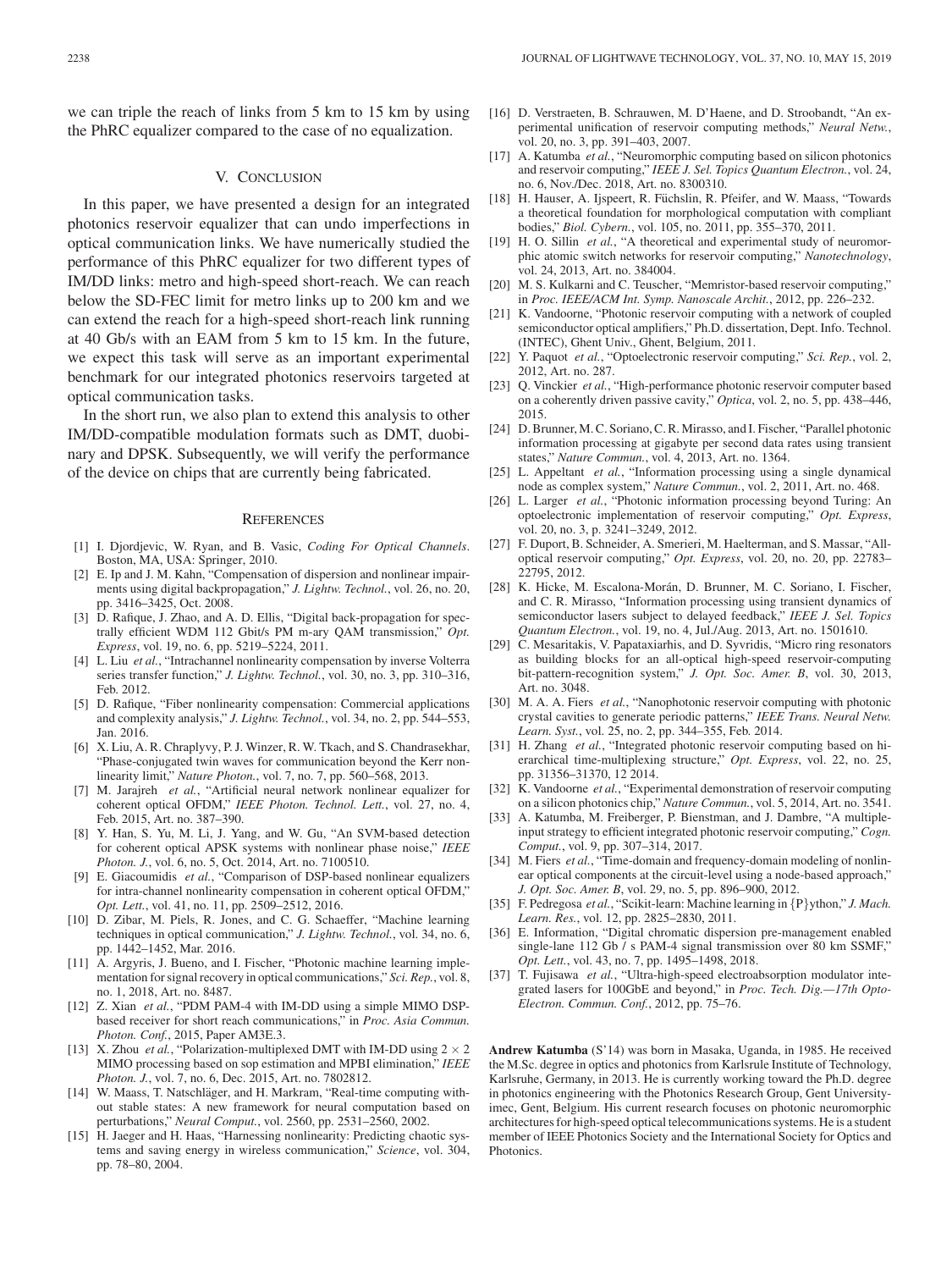we can triple the reach of links from 5 km to 15 km by using the PhRC equalizer compared to the case of no equalization.

## V. Conclusion

In this paper, we have presented a design for an integrated photonics reservoir equalizer that can undo imperfections in optical communication links. We have numerically studied the performance of this PhRC equalizer for two different types of IM/DD links: metro and high-speed short-reach. We can reach below the SD-FEC limit for metro links up to 200 km and we can extend the reach for a high-speed short-reach link running at 40 Gb/s with an EAM from 5 km to 15 km. In the future, we expect this task will serve as an important experimental benchmark for our integrated photonics reservoirs targeted at optical communication tasks.

In the short run, we also plan to extend this analysis to other IM/DD-compatible modulation formats such as DMT, duobinary and DPSK. Subsequently, we will verify the performance of the device on chips that are currently being fabricated.

## References

[1] I. Djordjevic, W. Ryan, and B. Vasic, *Coding For Optical Channels*. Boston, MA, USA: Springer, 2010.

[2] E. Ip and J. M. Kahn, "Compensation of dispersion and nonlinear impairments using digital backpropagation," *J. Lightw. Technol.*, vol. 26, no. 20, pp. 3416–3425, Oct. 2008.

[3] D. Rafique, J. Zhao, and A. D. Ellis, "Digital back-propagation for spectrally efficient WDM 112 Gbit/s PM m-ary QAM transmission," *Opt. Express*, vol. 19, no. 6, pp. 5219–5224, 2011.

[4] L. Liu *et al.*, "Intrachannel nonlinearity compensation by inverse Volterra series transfer function," *J. Lightw. Technol.*, vol. 30, no. 3, pp. 310–316, Feb. 2012.

[5] D. Rafique, "Fiber nonlinearity compensation: Commercial applications and complexity analysis," *J. Lightw. Technol.*, vol. 34, no. 2, pp. 544–553, Jan. 2016.

[6] X. Liu, A. R. Chraplyvy, P. J. Winzer, R. W. Tkach, and S. Chandrasekhar, "Phase-conjugated twin waves for communication beyond the Kerr nonlinearity limit," *Nature Photon.*, vol. 7, no. 7, pp. 560–568, 2013.

[7] M. Jarajreh *et al.*, "Artificial neural network nonlinear equalizer for coherent optical OFDM," *IEEE Photon. Technol. Lett.*, vol. 27, no. 4, Feb. 2015, Art. no. 387–390.

[8] Y. Han, S. Yu, M. Li, J. Yang, and W. Gu, "An SVM-based detection for coherent optical APSK systems with nonlinear phase noise," *IEEE Photon. J.*, vol. 6, no. 5, Oct. 2014, Art. no. 7100510.

[9] E. Giacoumidis *et al.*, "Comparison of DSP-based nonlinear equalizers for intra-channel nonlinearity compensation in coherent optical OFDM," *Opt. Lett.*, vol. 41, no. 11, pp. 2509–2512, 2016.

[10] D. Zibar, M. Piels, R. Jones, and C. G. Schaeffer, "Machine learning techniques in optical communication," *J. Lightw. Technol.*, vol. 34, no. 6, pp. 1442–1452, Mar. 2016.

[11] A. Argyris, J. Bueno, and I. Fischer, "Photonic machine learning implementation for signal recovery in optical communications," *Sci. Rep.*, vol. 8, no. 1, 2018, Art. no. 8487.

[12] Z. Xian *et al.*, "PDM PAM-4 with IM-DD using a simple MIMO DSP-based receiver for short reach communications," in *Proc. Asia Commun. Photon. Conf.*, 2015, Paper AM3E.3.

[13] X. Zhou *et al.*, "Polarization-multiplexed DMT with IM-DD using $2 \times 2$ MIMO processing based on sop estimation and MPBI elimination," *IEEE Photon. J.*, vol. 7, no. 6, Dec. 2015, Art. no. 7802812.

[14] W. Maass, T. Natschläger, and H. Markram, "Real-time computing without stable states: A new framework for neural computation based on perturbations," *Neural Comput.*, vol. 2560, pp. 2531–2560, 2002.

[15] H. Jaeger and H. Haas, "Harnessing nonlinearity: Predicting chaotic systems and saving energy in wireless communication," *Science*, vol. 304, pp. 78–80, 2004.

[16] D. Verstraeten, B. Schrauwen, M. D'Haene, and D. Stroobandt, "An experimental unification of reservoir computing methods," *Neural Netw.*, vol. 20, no. 3, pp. 391–403, 2007.

[17] A. Katumba *et al.*, "Neuromorphic computing based on silicon photonics and reservoir computing," *IEEE J. Sel. Topics Quantum Electron.*, vol. 24, no. 6, Nov./Dec. 2018, Art. no. 8300310.

[18] H. Hauser, A. Ijspeert, R. Füchslin, R. Pfeifer, and W. Maass, "Towards a theoretical foundation for morphological computation with compliant bodies," *Biol. Cybern.*, vol. 105, no. 2011, pp. 355–370, 2011.

[19] H. O. Sillin *et al.*, "A theoretical and experimental study of neuromorphic atomic switch networks for reservoir computing," *Nanotechnology*, vol. 24, 2013, Art. no. 384004.

[20] M. S. Kulkarni and C. Teuscher, "Memristor-based reservoir computing," in *Proc. IEEE/ACM Int. Symp. Nanoscale Archit.*, 2012, pp. 226–232.

[21] K. Vandoorne, "Photonic reservoir computing with a network of coupled semiconductor optical amplifiers," Ph.D. dissertation, Dept. Info. Technol. (INTEC), Ghent Univ., Ghent, Belgium, 2011.

[22] Y. Paquot *et al.*, "Optoelectronic reservoir computing," *Sci. Rep.*, vol. 2, 2012, Art. no. 287.

[23] Q. Vinckier *et al.*, "High-performance photonic reservoir computer based on a coherently driven passive cavity," *Optica*, vol. 2, no. 5, pp. 438–446, 2015.

[24] D. Brunner, M. C. Soriano, C. R. Mirasso, and I. Fischer, "Parallel photonic information processing at gigabyte per second data rates using transient states," *Nature Commun.*, vol. 4, 2013, Art. no. 1364.

[25] L. Appeltant *et al.*, "Information processing using a single dynamical node as complex system," *Nature Commun.*, vol. 2, 2011, Art. no. 468.

[26] L. Larger *et al.*, "Photonic information processing beyond Turing: An optoelectronic implementation of reservoir computing," *Opt. Express*, vol. 20, no. 3, p. 3241–3249, 2012.

[27] F. Duport, B. Schneider, A. Smerieri, M. Haelterman, and S. Massar, "All-optical reservoir computing," *Opt. Express*, vol. 20, no. 20, pp. 22783–22795, 2012.

[28] K. Hicke, M. Escalona-Morán, D. Brunner, M. C. Soriano, I. Fischer, and C. R. Mirasso, "Information processing using transient dynamics of semiconductor lasers subject to delayed feedback," *IEEE J. Sel. Topics Quantum Electron.*, vol. 19, no. 4, Jul./Aug. 2013, Art. no. 1501610.

[29] C. Mesaritakis, V. Papataxiarhis, and D. Syvridis, "Micro ring resonators as building blocks for an all-optical high-speed reservoir-computing bit-pattern-recognition system," *J. Opt. Soc. Amer. B*, vol. 30, 2013, Art. no. 3048.

[30] M. A. A. Fiers *et al.*, "Nanophotonic reservoir computing with photonic crystal cavities to generate periodic patterns," *IEEE Trans. Neural Netw. Learn. Syst.*, vol. 25, no. 2, pp. 344–355, Feb. 2014.

[31] H. Zhang *et al.*, "Integrated photonic reservoir computing based on hierarchical time-multiplexing structure," *Opt. Express*, vol. 22, no. 25, pp. 31356–31370, 12 2014.

[32] K. Vandoorne *et al.*, "Experimental demonstration of reservoir computing on a silicon photonics chip," *Nature Commun.*, vol. 5, 2014, Art. no. 3541.

[33] A. Katumba, M. Freiberger, P. Bienstman, and J. Dambre, "A multiple-input strategy to efficient integrated photonic reservoir computing," *Cogn. Comput.*, vol. 9, pp. 307–314, 2017.

[34] M. Fiers *et al.*, "Time-domain and frequency-domain modeling of nonlinear optical components at the circuit-level using a node-based approach," *J. Opt. Soc. Amer. B*, vol. 29, no. 5, pp. 896–900, 2012.

[35] F. Pedregosa *et al.*, "Scikit-learn: Machine learning in {P}ython," *J. Mach. Learn. Res.*, vol. 12, pp. 2825–2830, 2011.

[36] E. Information, "Digital chromatic dispersion pre-management enabled single-lane 112 Gb / s PAM-4 signal transmission over 80 km SSMF," *Opt. Lett.*, vol. 43, no. 7, pp. 1495–1498, 2018.

[37] T. Fujisawa *et al.*, "Ultra-high-speed electroabsorption modulator integrated lasers for 100GbE and beyond," in *Proc. Tech. Dig.—17th Opto-Electron. Commun. Conf.*, 2012, pp. 75–76.

**Andrew Katumba** (S'14) was born in Masaka, Uganda, in 1985. He received the M.Sc. degree in optics and photonics from Karlsrule Institute of Technology, Karlsruhe, Germany, in 2013. He is currently working toward the Ph.D. degree in photonics engineering with the Photonics Research Group, Gent University-imec, Gent, Belgium. His current research focuses on photonic neuromorphic architectures for high-speed optical telecommunications systems. He is a student member of IEEE Photonics Society and the International Society for Optics and Photonics.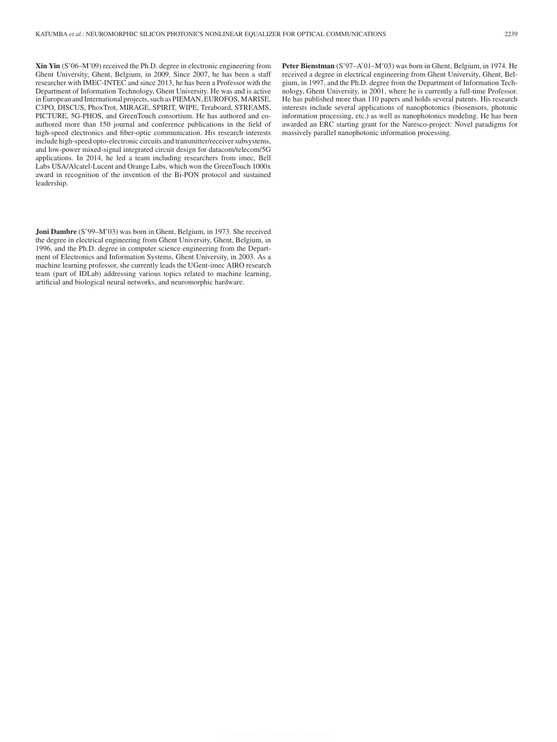**Xin Yin** (S'06–M'09) received the Ph.D. degree in electronic engineering from Ghent University, Ghent, Belgium, in 2009. Since 2007, he has been a staff researcher with IMEC-INTEC and since 2013, he has been a Professor with the Department of Information Technology, Ghent University. He was and is active in European and International projects, such as PIEMAN, EUROFOS, MARISE, C3PO, DISCUS, PhoxTrot, MIRAGE, SPIRIT, WIPE, Teraboard, STREAMS, PICTURE, 5G-PHOS, and GreenTouch consortium. He has authored and co-authored more than 150 journal and conference publications in the field of high-speed electronics and fiber-optic communication. His research interests include high-speed opto-electronic circuits and transmitter/receiver subsystems, and low-power mixed-signal integrated circuit design for datacom/telecom/5G applications. In 2014, he led a team including researchers from imec, Bell Labs USA/Alcatel-Lucent and Orange Labs, which won the GreenTouch 1000x award in recognition of the invention of the Bi-PON protocol and sustained leadership.

**Joni Dambre** (S'99–M'03) was born in Ghent, Belgium, in 1973. She received the degree in electrical engineering from Ghent University, Ghent, Belgium, in 1996, and the Ph.D. degree in computer science engineering from the Department of Electronics and Information Systems, Ghent University, in 2003. As a machine learning professor, she currently leads the UGent-imec AIRO research team (part of IDLab) addressing various topics related to machine learning, artificial and biological neural networks, and neuromorphic hardware.

**Peter Bienstman** (S'97–A'01–M'03) was born in Ghent, Belgium, in 1974. He received a degree in electrical engineering from Ghent University, Ghent, Belgium, in 1997, and the Ph.D. degree from the Department of Information Technology, Ghent University, in 2001, where he is currently a full-time Professor. He has published more than 110 papers and holds several patents. His research interests include several applications of nanophotonics (biosensors, photonic information processing, etc.) as well as nanophotonics modeling. He has been awarded an ERC starting grant for the Naresco-project: Novel paradigms for massively parallel nanophotonic information processing.